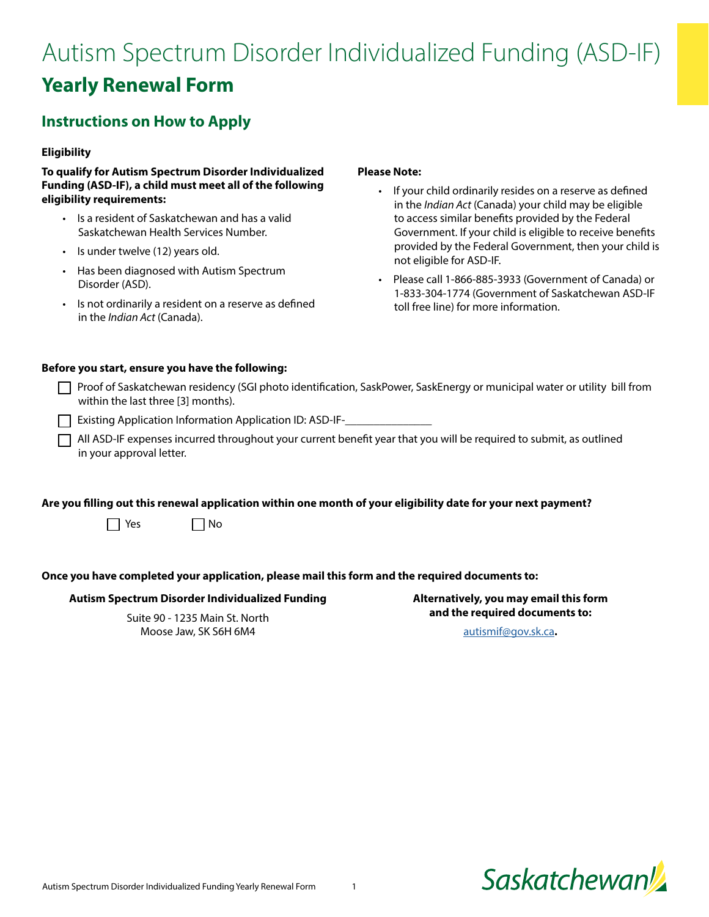# Autism Spectrum Disorder Individualized Funding (ASD-IF)

## Yearly Renewal Form

### Instructions on How to Apply

**Eligibility**

**To qualify for Autism Spectrum Disorder Individualized Funding (ASD-IF), a child must meet all of the following eligibility requirements:**

- Is a resident of Saskatchewan and has a valid Saskatchewan Health Services Number.
- Is under twelve (12) years old.
- Has been diagnosed with Autism Spectrum Disorder (ASD).
- Is not ordinarily a resident on a reserve as defined in the *Indian Act* (Canada).

**Please Note:**

- If your child ordinarily resides on a reserve as defined in the *Indian Act* (Canada) your child may be eligible to access similar benefits provided by the Federal Government. If your child is eligible to receive benefits provided by the Federal Government, then your child is not eligible for ASD-IF.
- Please call 1-866-885-3933 (Government of Canada) or 1-833-304-1774 (Government of Saskatchewan ASD-IF toll free line) for more information.

**Before you start, ensure you have the following:**

- ☐ Proof of Saskatchewan residency (SGI photo identification, SaskPower, SaskEnergy or municipal water or utility bill from within the last three [3] months).
- ☐ Existing Application Information Application ID: ASD-IF-_______________
- ☐ All ASD-IF expenses incurred throughout your current benefit year that you will be required to submit, as outlined in your approval letter.

**Are you filling out this renewal application within one month of your eligibility date for your next payment?**

☐ Yes ☐ No

**Once you have completed your application, please mail this form and the required documents to:**

**Autism Spectrum Disorder Individualized Funding**

Suite 90 - 1235 Main St. North
Moose Jaw, SK S6H 6M4

**Alternatively, you may email this form and the required documents to:**

autismif@gov.sk.ca**.**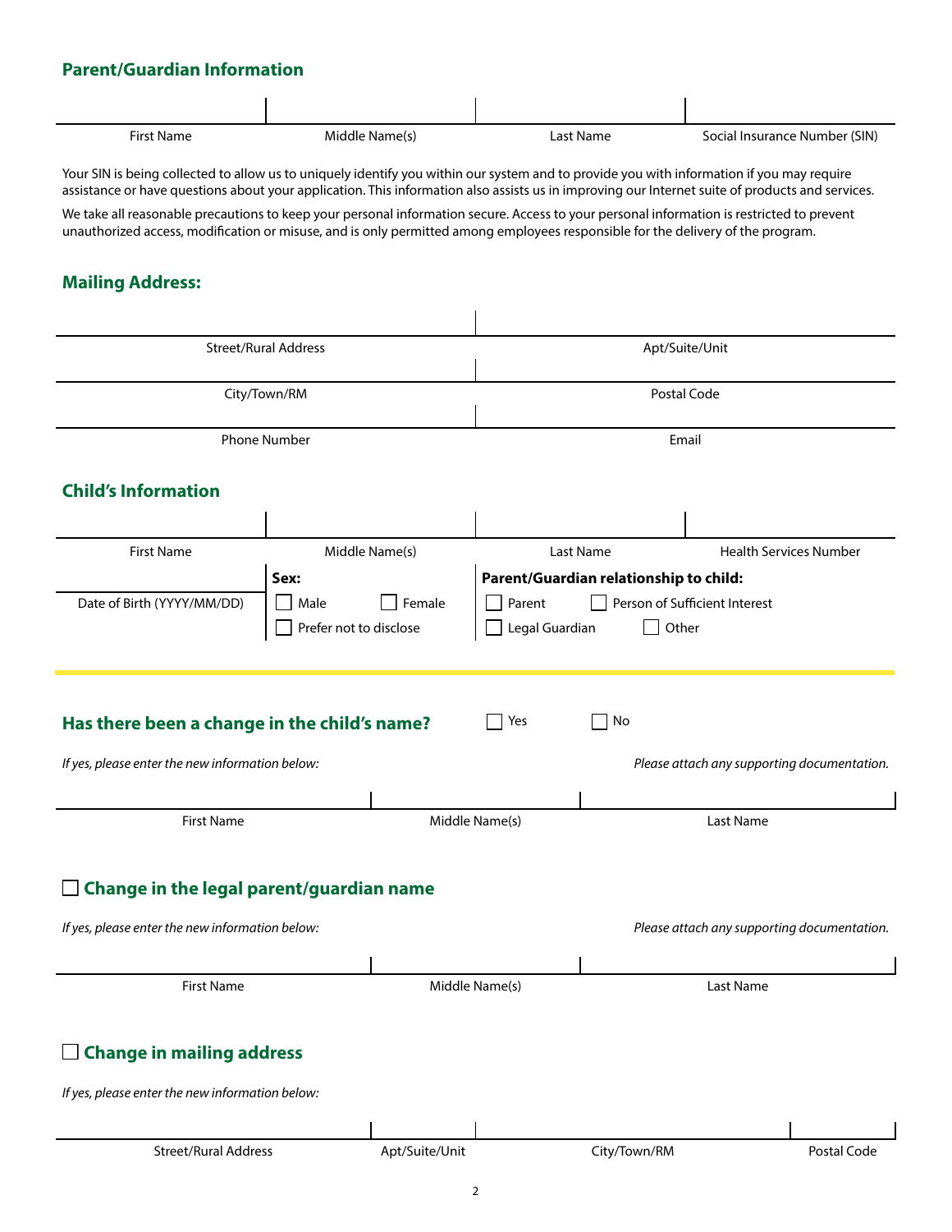## Parent/Guardian Information

| First Name | Middle Name(s) | Last Name | Social Insurance Number (SIN) |
|---|---|---|---|
| | | | |

Your SIN is being collected to allow us to uniquely identify you within our system and to provide you with information if you may require assistance or have questions about your application. This information also assists us in improving our Internet suite of products and services.

We take all reasonable precautions to keep your personal information secure. Access to your personal information is restricted to prevent unauthorized access, modification or misuse, and is only permitted among employees responsible for the delivery of the program.

## Mailing Address:

| Street/Rural Address | Apt/Suite/Unit |
|---|---|
| | |

| City/Town/RM | Postal Code |
|---|---|
| | |

| Phone Number | Email |
|---|---|
| | |

## Child's Information

| First Name | Middle Name(s) | Last Name | Health Services Number |
|---|---|---|---|
| | | | |

Date of Birth (YYYY/MM/DD)

**Sex:**
- ☐ Male
- ☐ Female
- ☐ Prefer not to disclose

**Parent/Guardian relationship to child:**
- ☐ Parent
- ☐ Person of Sufficient Interest
- ☐ Legal Guardian
- ☐ Other

## Has there been a change in the child's name?

☐ Yes ☐ No

*If yes, please enter the new information below:*

*Please attach any supporting documentation.*

| First Name | Middle Name(s) | Last Name |
|---|---|---|
| | | |

## ☐ Change in the legal parent/guardian name

*If yes, please enter the new information below:*

*Please attach any supporting documentation.*

| First Name | Middle Name(s) | Last Name |
|---|---|---|
| | | |

## ☐ Change in mailing address

*If yes, please enter the new information below:*

| Street/Rural Address | Apt/Suite/Unit | City/Town/RM | Postal Code |
|---|---|---|---|
| | | | |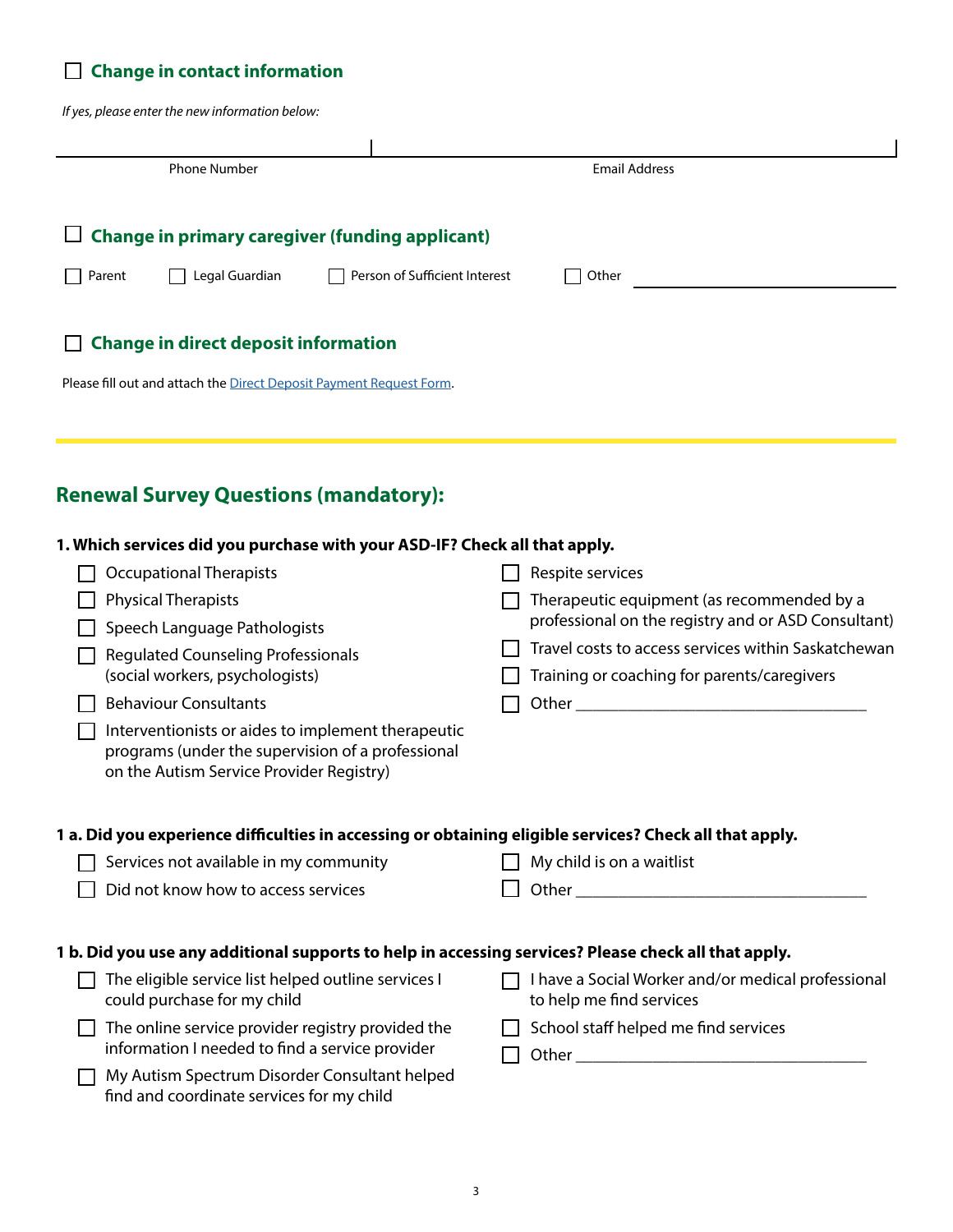- [ ] **Change in contact information**

*If yes, please enter the new information below:*

| Phone Number | Email Address |
| --- | --- |
| | |

- [ ] **Change in primary caregiver (funding applicant)**

- [ ] Parent
- [ ] Legal Guardian
- [ ] Person of Sufficient Interest
- [ ] Other ____________________

- [ ] **Change in direct deposit information**

Please fill out and attach the Direct Deposit Payment Request Form.

## Renewal Survey Questions (mandatory):

**1. Which services did you purchase with your ASD-IF? Check all that apply.**

- [ ] Occupational Therapists
- [ ] Physical Therapists
- [ ] Speech Language Pathologists
- [ ] Regulated Counseling Professionals (social workers, psychologists)
- [ ] Behaviour Consultants
- [ ] Interventionists or aides to implement therapeutic programs (under the supervision of a professional on the Autism Service Provider Registry)
- [ ] Respite services
- [ ] Therapeutic equipment (as recommended by a professional on the registry and or ASD Consultant)
- [ ] Travel costs to access services within Saskatchewan
- [ ] Training or coaching for parents/caregivers
- [ ] Other ____________________

**1 a. Did you experience difficulties in accessing or obtaining eligible services? Check all that apply.**

- [ ] Services not available in my community
- [ ] Did not know how to access services
- [ ] My child is on a waitlist
- [ ] Other ____________________

**1 b. Did you use any additional supports to help in accessing services? Please check all that apply.**

- [ ] The eligible service list helped outline services I could purchase for my child
- [ ] The online service provider registry provided the information I needed to find a service provider
- [ ] My Autism Spectrum Disorder Consultant helped find and coordinate services for my child
- [ ] I have a Social Worker and/or medical professional to help me find services
- [ ] School staff helped me find services
- [ ] Other ____________________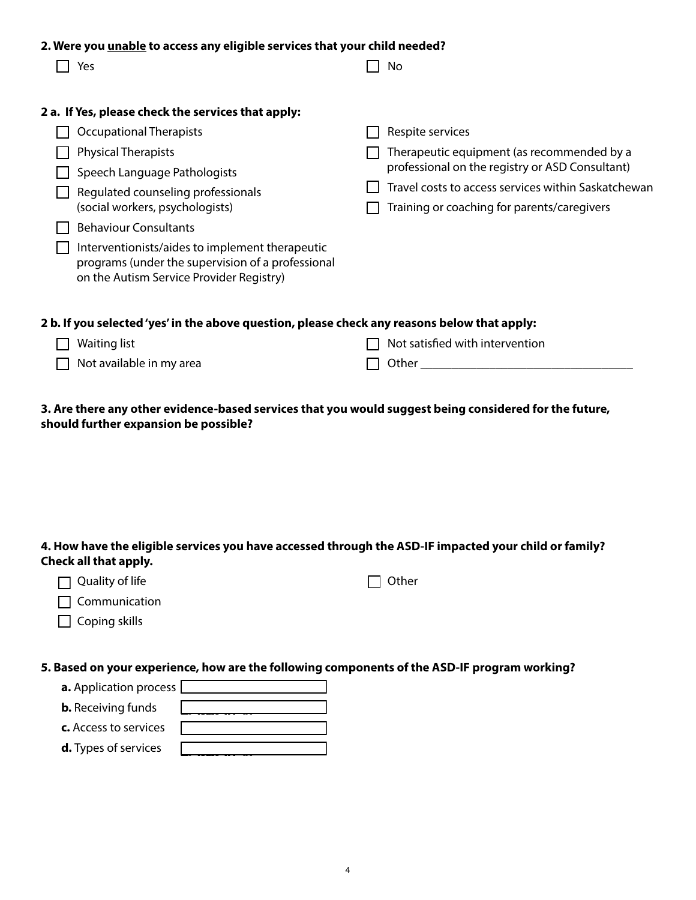**2. Were you unable to access any eligible services that your child needed?**

- [ ] Yes
- [ ] No

**2 a. If Yes, please check the services that apply:**

- [ ] Occupational Therapists
- [ ] Physical Therapists
- [ ] Speech Language Pathologists
- [ ] Regulated counseling professionals (social workers, psychologists)
- [ ] Behaviour Consultants
- [ ] Interventionists/aides to implement therapeutic programs (under the supervision of a professional on the Autism Service Provider Registry)
- [ ] Respite services
- [ ] Therapeutic equipment (as recommended by a professional on the registry or ASD Consultant)
- [ ] Travel costs to access services within Saskatchewan
- [ ] Training or coaching for parents/caregivers

**2 b. If you selected 'yes' in the above question, please check any reasons below that apply:**

- [ ] Waiting list
- [ ] Not available in my area
- [ ] Not satisfied with intervention
- [ ] Other ___________________________________

**3. Are there any other evidence-based services that you would suggest being considered for the future, should further expansion be possible?**

**4. How have the eligible services you have accessed through the ASD-IF impacted your child or family? Check all that apply.**

- [ ] Quality of life
- [ ] Communication
- [ ] Coping skills
- [ ] Other

**5. Based on your experience, how are the following components of the ASD-IF program working?**

**a.** Application process [ ]

**b.** Receiving funds [ ]

**c.** Access to services [ ]

**d.** Types of services [ ]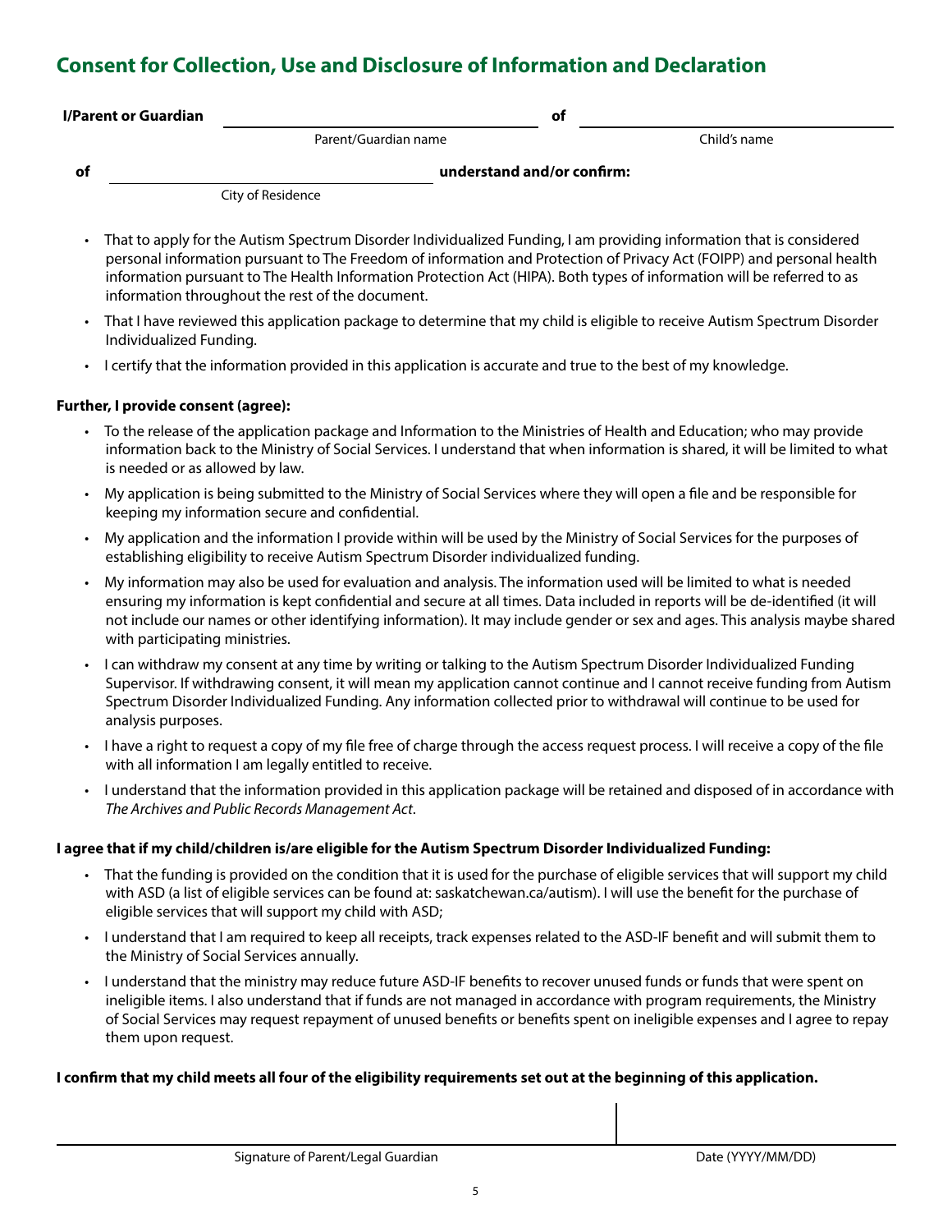## Consent for Collection, Use and Disclosure of Information and Declaration

**I/Parent or Guardian** ______________________ **of** ______________________
Parent/Guardian name — Child's name

**of** ______________________ **understand and/or confirm:**
City of Residence

- That to apply for the Autism Spectrum Disorder Individualized Funding, I am providing information that is considered personal information pursuant to The Freedom of information and Protection of Privacy Act (FOIPP) and personal health information pursuant to The Health Information Protection Act (HIPA). Both types of information will be referred to as information throughout the rest of the document.
- That I have reviewed this application package to determine that my child is eligible to receive Autism Spectrum Disorder Individualized Funding.
- I certify that the information provided in this application is accurate and true to the best of my knowledge.

**Further, I provide consent (agree):**

- To the release of the application package and Information to the Ministries of Health and Education; who may provide information back to the Ministry of Social Services. I understand that when information is shared, it will be limited to what is needed or as allowed by law.
- My application is being submitted to the Ministry of Social Services where they will open a file and be responsible for keeping my information secure and confidential.
- My application and the information I provide within will be used by the Ministry of Social Services for the purposes of establishing eligibility to receive Autism Spectrum Disorder individualized funding.
- My information may also be used for evaluation and analysis. The information used will be limited to what is needed ensuring my information is kept confidential and secure at all times. Data included in reports will be de-identified (it will not include our names or other identifying information). It may include gender or sex and ages. This analysis maybe shared with participating ministries.
- I can withdraw my consent at any time by writing or talking to the Autism Spectrum Disorder Individualized Funding Supervisor. If withdrawing consent, it will mean my application cannot continue and I cannot receive funding from Autism Spectrum Disorder Individualized Funding. Any information collected prior to withdrawal will continue to be used for analysis purposes.
- I have a right to request a copy of my file free of charge through the access request process. I will receive a copy of the file with all information I am legally entitled to receive.
- I understand that the information provided in this application package will be retained and disposed of in accordance with *The Archives and Public Records Management Act*.

**I agree that if my child/children is/are eligible for the Autism Spectrum Disorder Individualized Funding:**

- That the funding is provided on the condition that it is used for the purchase of eligible services that will support my child with ASD (a list of eligible services can be found at: saskatchewan.ca/autism). I will use the benefit for the purchase of eligible services that will support my child with ASD;
- I understand that I am required to keep all receipts, track expenses related to the ASD-IF benefit and will submit them to the Ministry of Social Services annually.
- I understand that the ministry may reduce future ASD-IF benefits to recover unused funds or funds that were spent on ineligible items. I also understand that if funds are not managed in accordance with program requirements, the Ministry of Social Services may request repayment of unused benefits or benefits spent on ineligible expenses and I agree to repay them upon request.

**I confirm that my child meets all four of the eligibility requirements set out at the beginning of this application.**

| Signature of Parent/Legal Guardian | Date (YYYY/MM/DD) |
|---|---|
| | |